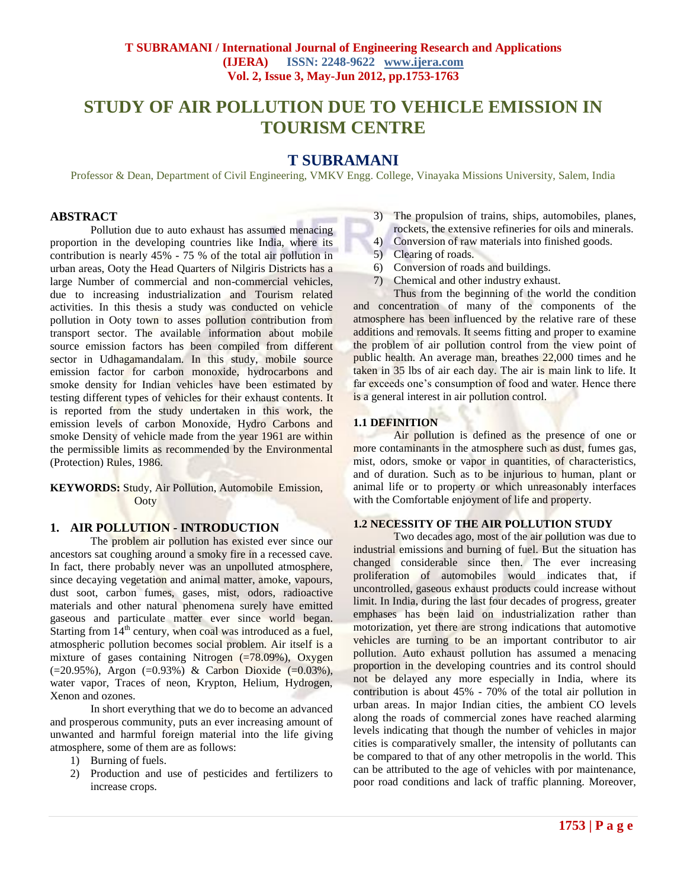# STUDY OF AIR POLLUTION DUE TO VEHICLE EMISSION IN TOURISM CENTRE

## T SUBRAMANI

Professor & Dean, Department of Civil Engineering, VMKV Engg. College, Vinayaka Missions University, Salem, India

## ABSTRACT

Pollution due to auto exhaust has assumed menacing proportion in the developing countries like India, where its contribution is nearly 45% - 75 % of the total air pollution in urban areas, Ooty the Head Quarters of Nilgiris Districts has a large Number of commercial and non-commercial vehicles, due to increasing industrialization and Tourism related activities. In this thesis a study was conducted on vehicle pollution in Ooty town to asses pollution contribution from transport sector. The available information about mobile source emission factors has been compiled from different sector in Udhagamandalam. In this study, mobile source emission factor for carbon monoxide, hydrocarbons and smoke density for Indian vehicles have been estimated by testing different types of vehicles for their exhaust contents. It is reported from the study undertaken in this work, the emission levels of carbon Monoxide, Hydro Carbons and smoke Density of vehicle made from the year 1961 are within the permissible limits as recommended by the Environmental (Protection) Rules, 1986.

**KEYWORDS:** Study, Air Pollution, Automobile Emission, Ooty

## 1. AIR POLLUTION - INTRODUCTION

The problem air pollution has existed ever since our ancestors sat coughing around a smoky fire in a recessed cave. In fact, there probably never was an unpolluted atmosphere, since decaying vegetation and animal matter, amoke, vapours, dust soot, carbon fumes, gases, mist, odors, radioactive materials and other natural phenomena surely have emitted gaseous and particulate matter ever since world began. Starting from 14th century, when coal was introduced as a fuel, atmospheric pollution becomes social problem. Air itself is a mixture of gases containing Nitrogen (=78.09%), Oxygen (=20.95%), Argon (=0.93%) & Carbon Dioxide (=0.03%), water vapor, Traces of neon, Krypton, Helium, Hydrogen, Xenon and ozones.

In short everything that we do to become an advanced and prosperous community, puts an ever increasing amount of unwanted and harmful foreign material into the life giving atmosphere, some of them are as follows:

1) Burning of fuels.
2) Production and use of pesticides and fertilizers to increase crops.
3) The propulsion of trains, ships, automobiles, planes, rockets, the extensive refineries for oils and minerals.
4) Conversion of raw materials into finished goods.
5) Clearing of roads.
6) Conversion of roads and buildings.
7) Chemical and other industry exhaust.

Thus from the beginning of the world the condition and concentration of many of the components of the atmosphere has been influenced by the relative rare of these additions and removals. It seems fitting and proper to examine the problem of air pollution control from the view point of public health. An average man, breathes 22,000 times and he taken in 35 lbs of air each day. The air is main link to life. It far exceeds one's consumption of food and water. Hence there is a general interest in air pollution control.

### 1.1 DEFINITION

Air pollution is defined as the presence of one or more contaminants in the atmosphere such as dust, fumes gas, mist, odors, smoke or vapor in quantities, of characteristics, and of duration. Such as to be injurious to human, plant or animal life or to property or which unreasonably interfaces with the Comfortable enjoyment of life and property.

### 1.2 NECESSITY OF THE AIR POLLUTION STUDY

Two decades ago, most of the air pollution was due to industrial emissions and burning of fuel. But the situation has changed considerable since then. The ever increasing proliferation of automobiles would indicates that, if uncontrolled, gaseous exhaust products could increase without limit. In India, during the last four decades of progress, greater emphases has been laid on industrialization rather than motorization, yet there are strong indications that automotive vehicles are turning to be an important contributor to air pollution. Auto exhaust pollution has assumed a menacing proportion in the developing countries and its control should not be delayed any more especially in India, where its contribution is about 45% - 70% of the total air pollution in urban areas. In major Indian cities, the ambient CO levels along the roads of commercial zones have reached alarming levels indicating that though the number of vehicles in major cities is comparatively smaller, the intensity of pollutants can be compared to that of any other metropolis in the world. This can be attributed to the age of vehicles with por maintenance, poor road conditions and lack of traffic planning. Moreover,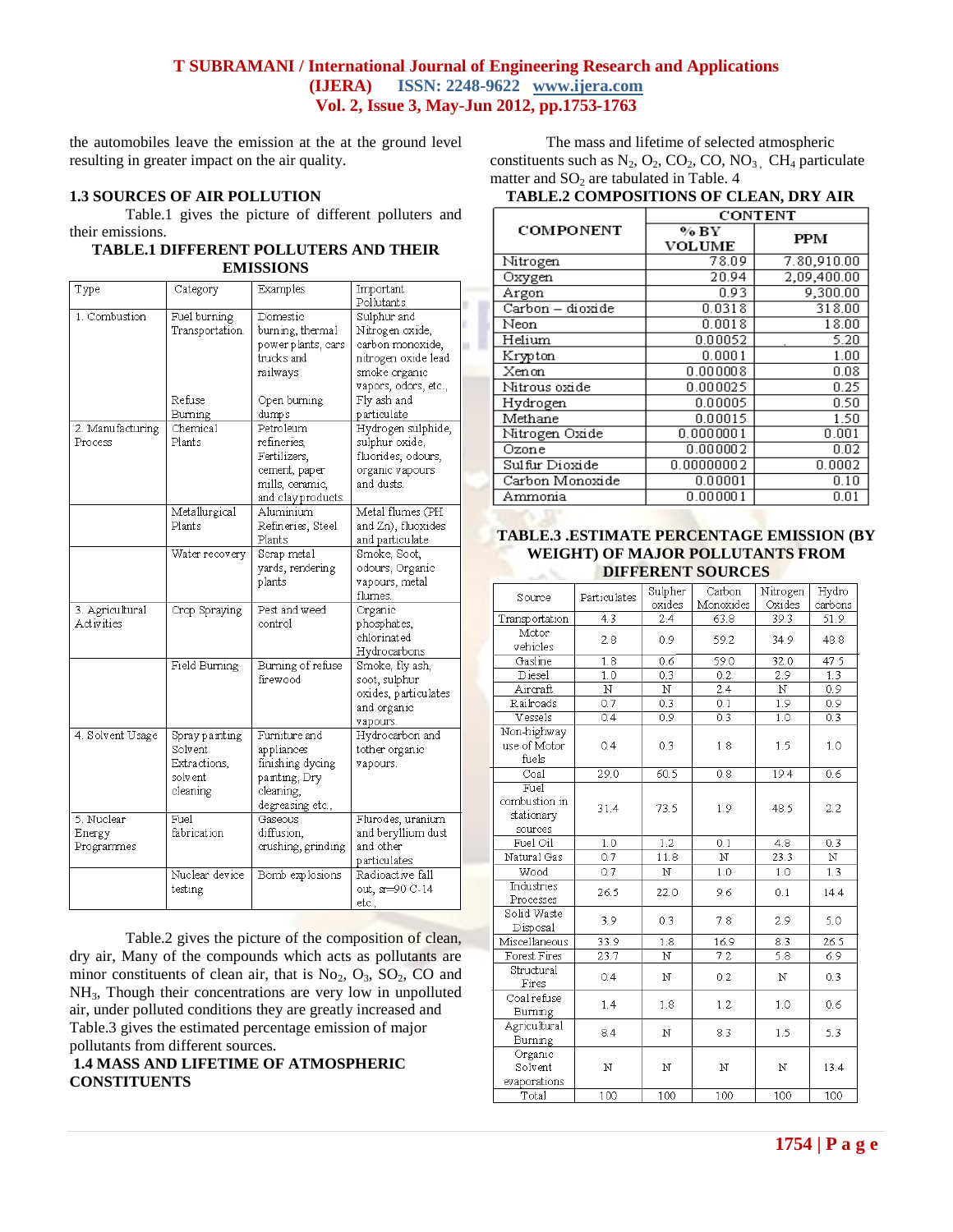the automobiles leave the emission at the at the ground level resulting in greater impact on the air quality.

### 1.3 SOURCES OF AIR POLLUTION

Table.1 gives the picture of different polluters and their emissions.

**TABLE.1 DIFFERENT POLLUTERS AND THEIR EMISSIONS**

| Type | Category | Examples | Important Pollutants |
|---|---|---|---|
| 1. Combustion | Fuel burning Transportation | Domestic burning, thermal power plants, cars trucks and railways | Sulphur and Nitrogen oxide, carbon monoxide, nitrogen oxide lead smoke organic vapors, odors, etc., |
| | Refuse Burning | Open burning dumps | Fly ash and particulate |
| 2. Manufacturing Process | Chemical Plants | Petroleum refineries, Fertilizers, cement, paper mills, ceramic, and clay products | Hydrogen sulphide, sulphur oxide, fluorides, odours, organic vapours and dusts. |
| | Metallurgical Plants | Aluminium Refineries, Steel Plants | Metal flumes (PH and Zn), fluoxides and particulate |
| | Water recovery | Scrap metal yards, rendering plants | Smoke, Soot, odours, Organic vapours, metal flumes. |
| 3. Agricultural Activities | Crop Spraying | Pest and weed control | Organic phosphates, chlorinated Hydrocarbons |
| | Field Burning | Burning of refuse firewood | Smoke, fly ash, soot, sulphur oxides, particulates and organic vapours. |
| 4. Solvent Usage | Spray painting Solvent Extractions, solvent cleaning | Furniture and appliances finishing dycing painting, Dry cleaning, degreasing etc., | Hydrocarbon and tother organic vapours. |
| 5. Nuclear Energy Programmes | Fuel fabrication | Gaseous diffusion, crushing, grinding | Flurodes, uranium and beryllium dust and other particulates |
| | Nuclear device testing | Bomb explosions | Radioactive fall out, sr=90 C-14 etc., |

Table.2 gives the picture of the composition of clean, dry air, Many of the compounds which acts as pollutants are minor constituents of clean air, that is $No_2$, $O_3$, $SO_2$, CO and $NH_3$, Though their concentrations are very low in unpolluted air, under polluted conditions they are greatly increased and Table.3 gives the estimated percentage emission of major pollutants from different sources.

### 1.4 MASS AND LIFETIME OF ATMOSPHERIC CONSTITUENTS

The mass and lifetime of selected atmospheric constituents such as $N_2$, $O_2$, $CO_2$, CO, $NO_3$, $CH_4$ particulate matter and $SO_2$ are tabulated in Table. 4

**TABLE.2 COMPOSITIONS OF CLEAN, DRY AIR**

| COMPONENT | CONTENT | |
|---|---|---|
| | % BY VOLUME | PPM |
| Nitrogen | 78.09 | 7,80,910.00 |
| Oxygen | 20.94 | 2,09,400.00 |
| Argon | 0.93 | 9,300.00 |
| Carbon – dioxide | 0.0318 | 318.00 |
| Neon | 0.0018 | 18.00 |
| Helium | 0.00052 | 5.20 |
| Krypton | 0.0001 | 1.00 |
| Xenon | 0.000008 | 0.08 |
| Nitrous oxide | 0.000025 | 0.25 |
| Hydrogen | 0.00005 | 0.50 |
| Methane | 0.00015 | 1.50 |
| Nitrogen Oxide | 0.0000001 | 0.001 |
| Ozone | 0.000002 | 0.02 |
| Sulfur Dioxide | 0.00000002 | 0.0002 |
| Carbon Monoxide | 0.00001 | 0.10 |
| Ammonia | 0.000001 | 0.01 |

**TABLE.3 .ESTIMATE PERCENTAGE EMISSION (BY WEIGHT) OF MAJOR POLLUTANTS FROM DIFFERENT SOURCES**

| Source | Particulates | Sulpher oxides | Carbon Monoxides | Nitrogen Oxides | Hydro carbons |
|---|---|---|---|---|---|
| Transportation | 4.3 | 2.4 | 63.8 | 39.3 | 51.9 |
| Motor vehicles | 2.8 | 0.9 | 59.2 | 34.9 | 48.8 |
| Gasline | 1.8 | 0.6 | 59.0 | 32.0 | 47.5 |
| Diesel | 1.0 | 0.3 | 0.2 | 2.9 | 1.3 |
| Aircraft | N | N | 2.4 | N | 0.9 |
| Railroads | 0.7 | 0.3 | 0.1 | 1.9 | 0.9 |
| Vessels | 0.4 | 0.9 | 0.3 | 1.0 | 0.3 |
| Non-highway use of Motor fuels | 0.4 | 0.3 | 1.8 | 1.5 | 1.0 |
| Coal | 29.0 | 60.5 | 0.8 | 19.4 | 0.6 |
| Fuel combustion in stationary sources | 31.4 | 73.5 | 1.9 | 48.5 | 2.2 |
| Fuel Oil | 1.0 | 1.2 | 0.1 | 4.8 | 0.3 |
| Natural Gas | 0.7 | 11.8 | N | 23.3 | N |
| Wood | 0.7 | N | 1.0 | 1.0 | 1.3 |
| Industries Processes | 26.5 | 22.0 | 9.6 | 0.1 | 14.4 |
| Solid Waste Disposal | 3.9 | 0.3 | 7.8 | 2.9 | 5.0 |
| Miscellaneous | 33.9 | 1.8 | 16.9 | 8.3 | 26.5 |
| Forest Fires | 23.7 | N | 7.2 | 5.8 | 6.9 |
| Structural Fires | 0.4 | N | 0.2 | N | 0.3 |
| Coal refuse Burning | 1.4 | 1.8 | 1.2 | 1.0 | 0.6 |
| Agricultural Burning | 8.4 | N | 8.3 | 1.5 | 5.3 |
| Organic Solvent evaporations | N | N | N | N | 13.4 |
| Total | 100 | 100 | 100 | 100 | 100 |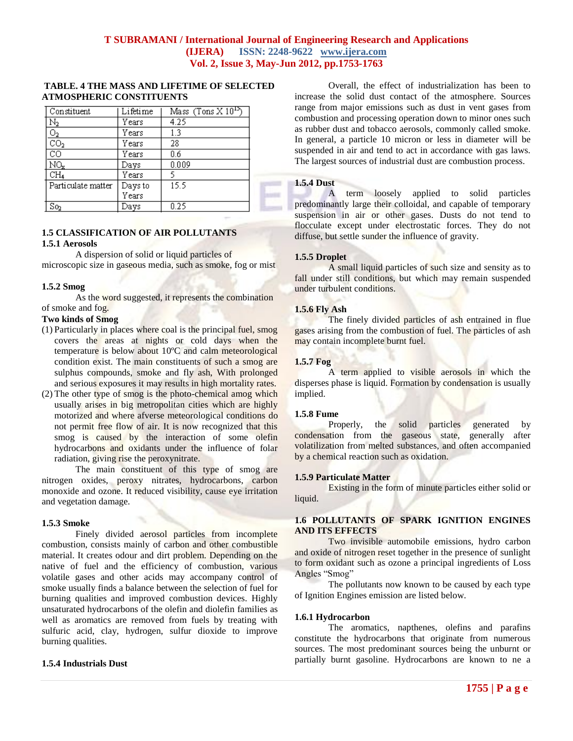**TABLE. 4 THE MASS AND LIFETIME OF SELECTED ATMOSPHERIC CONSTITUENTS**

| Constituent | Lifetime | Mass (Tons X $10^{15}$) |
|---|---|---|
| $N_2$ | Years | 4.25 |
| $O_2$ | Years | 1.3 |
| $CO_2$ | Years | 28 |
| CO | Years | 0.6 |
| $NO_x$ | Days | 0.009 |
| $CH_4$ | Years | 5 |
| Particulate matter | Days to Years | 15.5 |
| $So_2$ | Days | 0.25 |

### 1.5 CLASSIFICATION OF AIR POLLUTANTS

#### 1.5.1 Aerosols

A dispersion of solid or liquid particles of microscopic size in gaseous media, such as smoke, fog or mist

#### 1.5.2 Smog

As the word suggested, it represents the combination of smoke and fog.

**Two kinds of Smog**

(1) Particularly in places where coal is the principal fuel, smog covers the areas at nights or cold days when the temperature is below about 10ºC and calm meteorological condition exist. The main constituents of such a smog are sulphus compounds, smoke and fly ash, With prolonged and serious exposures it may results in high mortality rates.

(2) The other type of smog is the photo-chemical amog which usually arises in big metropolitan cities which are highly motorized and where afverse meteorological conditions do not permit free flow of air. It is now recognized that this smog is caused by the interaction of some olefin hydrocarbons and oxidants under the influence of folar radiation, giving rise the peroxynitrate.

The main constituent of this type of smog are nitrogen oxides, peroxy nitrates, hydrocarbons, carbon monoxide and ozone. It reduced visibility, cause eye irritation and vegetation damage.

#### 1.5.3 Smoke

Finely divided aerosol particles from incomplete combustion, consists mainly of carbon and other combustible material. It creates odour and dirt problem. Depending on the native of fuel and the efficiency of combustion, various volatile gases and other acids may accompany control of smoke usually finds a balance between the selection of fuel for burning qualities and improved combustion devices. Highly unsaturated hydrocarbons of the olefin and diolefin families as well as aromatics are removed from fuels by treating with sulfuric acid, clay, hydrogen, sulfur dioxide to improve burning qualities.

#### 1.5.4 Industrials Dust

Overall, the effect of industrialization has been to increase the solid dust contact of the atmosphere. Sources range from major emissions such as dust in vent gases from combustion and processing operation down to minor ones such as rubber dust and tobacco aerosols, commonly called smoke. In general, a particle 10 micron or less in diameter will be suspended in air and tend to act in accordance with gas laws. The largest sources of industrial dust are combustion process.

#### 1.5.4 Dust

A term loosely applied to solid particles predominantly large their colloidal, and capable of temporary suspension in air or other gases. Dusts do not tend to flocculate except under electrostatic forces. They do not diffuse, but settle sunder the influence of gravity.

#### 1.5.5 Droplet

A small liquid particles of such size and sensity as to fall under still conditions, but which may remain suspended under turbulent conditions.

#### 1.5.6 Fly Ash

The finely divided particles of ash entrained in flue gases arising from the combustion of fuel. The particles of ash may contain incomplete burnt fuel.

#### 1.5.7 Fog

A term applied to visible aerosols in which the disperses phase is liquid. Formation by condensation is usually implied.

#### 1.5.8 Fume

Properly, the solid particles generated by condensation from the gaseous state, generally after volatilization from melted substances, and often accompanied by a chemical reaction such as oxidation.

#### 1.5.9 Particulate Matter

Existing in the form of minute particles either solid or liquid.

### 1.6 POLLUTANTS OF SPARK IGNITION ENGINES AND ITS EFFECTS

Two invisible automobile emissions, hydro carbon and oxide of nitrogen reset together in the presence of sunlight to form oxidant such as ozone a principal ingredients of Loss Angles "Smog"

The pollutants now known to be caused by each type of Ignition Engines emission are listed below.

#### 1.6.1 Hydrocarbon

The aromatics, napthenes, olefins and parafins constitute the hydrocarbons that originate from numerous sources. The most predominant sources being the unburnt or partially burnt gasoline. Hydrocarbons are known to ne a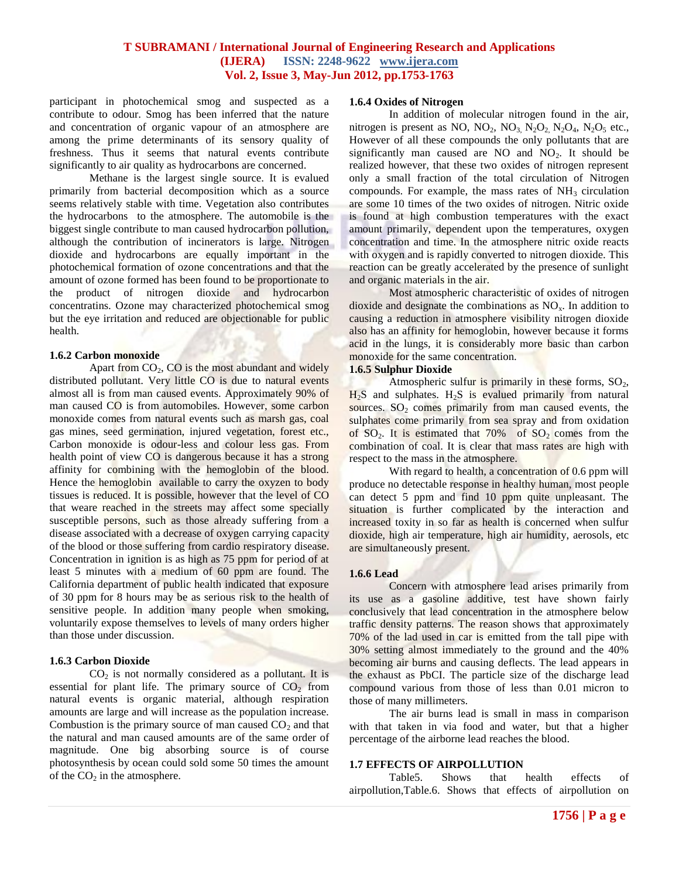participant in photochemical smog and suspected as a contribute to odour. Smog has been inferred that the nature and concentration of organic vapour of an atmosphere are among the prime determinants of its sensory quality of freshness. Thus it seems that natural events contribute significantly to air quality as hydrocarbons are concerned.

Methane is the largest single source. It is evalued primarily from bacterial decomposition which as a source seems relatively stable with time. Vegetation also contributes the hydrocarbons to the atmosphere. The automobile is the biggest single contribute to man caused hydrocarbon pollution, although the contribution of incinerators is large. Nitrogen dioxide and hydrocarbons are equally important in the photochemical formation of ozone concentrations and that the amount of ozone formed has been found to be proportionate to the product of nitrogen dioxide and hydrocarbon concentratins. Ozone may characterized photochemical smog but the eye irritation and reduced are objectionable for public health.

### 1.6.2 Carbon monoxide

Apart from $CO_2$, CO is the most abundant and widely distributed pollutant. Very little CO is due to natural events almost all is from man caused events. Approximately 90% of man caused CO is from automobiles. However, some carbon monoxide comes from natural events such as marsh gas, coal gas mines, seed germination, injured vegetation, forest etc., Carbon monoxide is odour-less and colour less gas. From health point of view CO is dangerous because it has a strong affinity for combining with the hemoglobin of the blood. Hence the hemoglobin available to carry the oxyzen to body tissues is reduced. It is possible, however that the level of CO that weare reached in the streets may affect some specially susceptible persons, such as those already suffering from a disease associated with a decrease of oxygen carrying capacity of the blood or those suffering from cardio respiratory disease. Concentration in ignition is as high as 75 ppm for period of at least 5 minutes with a medium of 60 ppm are found. The California department of public health indicated that exposure of 30 ppm for 8 hours may be as serious risk to the health of sensitive people. In addition many people when smoking, voluntarily expose themselves to levels of many orders higher than those under discussion.

### 1.6.3 Carbon Dioxide

$CO_2$ is not normally considered as a pollutant. It is essential for plant life. The primary source of $CO_2$ from natural events is organic material, although respiration amounts are large and will increase as the population increase. Combustion is the primary source of man caused $CO_2$ and that the natural and man caused amounts are of the same order of magnitude. One big absorbing source is of course photosynthesis by ocean could sold some 50 times the amount of the $CO_2$ in the atmosphere.

### 1.6.4 Oxides of Nitrogen

In addition of molecular nitrogen found in the air, nitrogen is present as NO, $NO_2$, $NO_3$, $N_2O_2$, $N_2O_4$, $N_2O_5$ etc., However of all these compounds the only pollutants that are significantly man caused are NO and $NO_2$. It should be realized however, that these two oxides of nitrogen represent only a small fraction of the total circulation of Nitrogen compounds. For example, the mass rates of $NH_3$ circulation are some 10 times of the two oxides of nitrogen. Nitric oxide is found at high combustion temperatures with the exact amount primarily, dependent upon the temperatures, oxygen concentration and time. In the atmosphere nitric oxide reacts with oxygen and is rapidly converted to nitrogen dioxide. This reaction can be greatly accelerated by the presence of sunlight and organic materials in the air.

Most atmospheric characteristic of oxides of nitrogen dioxide and designate the combinations as $NO_x$. In addition to causing a reduction in atmosphere visibility nitrogen dioxide also has an affinity for hemoglobin, however because it forms acid in the lungs, it is considerably more basic than carbon monoxide for the same concentration.

### 1.6.5 Sulphur Dioxide

Atmospheric sulfur is primarily in these forms, $SO_2$, $H_2S$ and sulphates. $H_2S$ is evalued primarily from natural sources. $SO_2$ comes primarily from man caused events, the sulphates come primarily from sea spray and from oxidation of $SO_2$. It is estimated that 70% of $SO_2$ comes from the combination of coal. It is clear that mass rates are high with respect to the mass in the atmosphere.

With regard to health, a concentration of 0.6 ppm will produce no detectable response in healthy human, most people can detect 5 ppm and find 10 ppm quite unpleasant. The situation is further complicated by the interaction and increased toxity in so far as health is concerned when sulfur dioxide, high air temperature, high air humidity, aerosols, etc are simultaneously present.

### 1.6.6 Lead

Concern with atmosphere lead arises primarily from its use as a gasoline additive, test have shown fairly conclusively that lead concentration in the atmosphere below traffic density patterns. The reason shows that approximately 70% of the lad used in car is emitted from the tall pipe with 30% setting almost immediately to the ground and the 40% becoming air burns and causing deflects. The lead appears in the exhaust as PbCI. The particle size of the discharge lead compound various from those of less than 0.01 micron to those of many millimeters.

The air burns lead is small in mass in comparison with that taken in via food and water, but that a higher percentage of the airborne lead reaches the blood.

## 1.7 EFFECTS OF AIRPOLLUTION

Table5. Shows that health effects of airpollution,Table.6. Shows that effects of airpollution on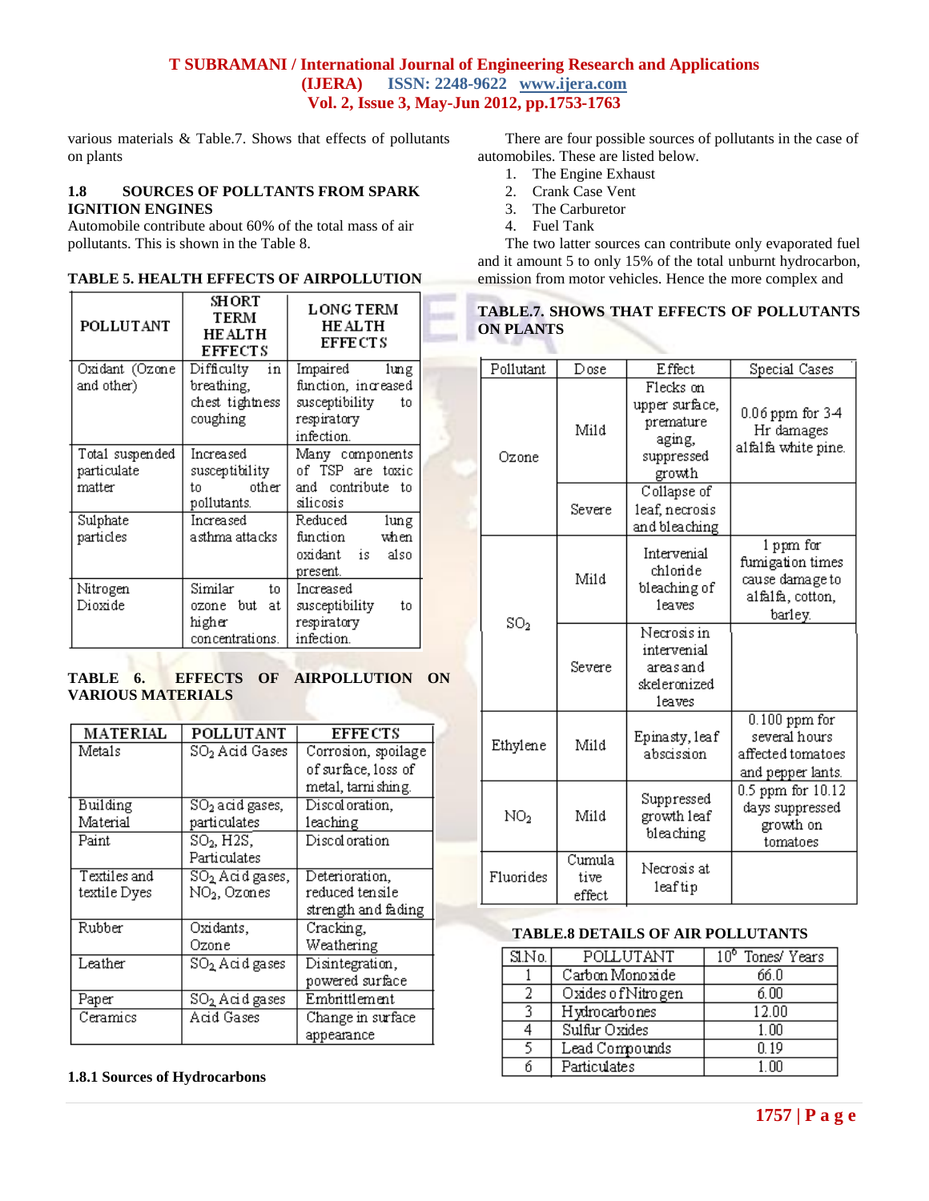various materials & Table.7. Shows that effects of pollutants on plants

### 1.8 SOURCES OF POLLTANTS FROM SPARK IGNITION ENGINES

Automobile contribute about 60% of the total mass of air pollutants. This is shown in the Table 8.

**TABLE 5. HEALTH EFFECTS OF AIRPOLLUTION**

| POLLUTANT | SHORT TERM HEALTH EFFECTS | LONG TERM HEALTH EFFECTS |
|---|---|---|
| Oxidant (Ozone and other) | Difficulty in breathing, chest tightness coughing | Impaired lung function, increased susceptibility to respiratory infection. |
| Total suspended particulate matter | Increased susceptibility to other pollutants. | Many components of TSP are toxic and contribute to silicosis |
| Sulphate particles | Increased asthma attacks | Reduced lung function when oxidant is also present. |
| Nitrogen Dioxide | Similar to ozone but at higher concentrations. | Increased susceptibility to respiratory infection. |

**TABLE 6. EFFECTS OF AIRPOLLUTION ON VARIOUS MATERIALS**

| MATERIAL | POLLUTANT | EFFECTS |
|---|---|---|
| Metals | $SO_2$ Acid Gases | Corrosion, spoilage of surface, loss of metal, tarnishing. |
| Building Material | $SO_2$ acid gases, particulates | Discoloration, leaching |
| Paint | $SO_2$, H2S, Particulates | Discoloration |
| Textiles and textile Dyes | $SO_2$ Acid gases, $NO_2$, Ozones | Deterioration, reduced tensile strength and fading |
| Rubber | Oxidants, Ozone | Cracking, Weathering |
| Leather | $SO_2$ Acid gases | Disintegration, powered surface |
| Paper | $SO_2$ Acid gases | Embrittlement |
| Ceramics | Acid Gases | Change in surface appearance |

#### 1.8.1 Sources of Hydrocarbons

There are four possible sources of pollutants in the case of automobiles. These are listed below.

1. The Engine Exhaust
2. Crank Case Vent
3. The Carburetor
4. Fuel Tank

The two latter sources can contribute only evaporated fuel and it amount 5 to only 15% of the total unburnt hydrocarbon, emission from motor vehicles. Hence the more complex and

**TABLE.7. SHOWS THAT EFFECTS OF POLLUTANTS ON PLANTS**

| Pollutant | Dose | Effect | Special Cases |
|---|---|---|---|
| Ozone | Mild | Flecks on upper surface, premature aging, suppressed growth | 0.06 ppm for 3-4 Hr damages alfalfa white pine. |
| | Severe | Collapse of leaf, necrosis and bleaching | |
| $SO_2$ | Mild | Intervenial chloride bleaching of leaves | 1 ppm for fumigation times cause damage to alfalfa, cotton, barley. |
| | Severe | Necrosis in intervenial areas and skeleronized leaves | |
| Ethylene | Mild | Epinasty, leaf abscission | 0.100 ppm for several hours affected tomatoes and pepper lants. |
| $NO_2$ | Mild | Suppressed growth leaf bleaching | 0.5 ppm for 10.12 days suppressed growth on tomatoes |
| Fluorides | Cumulative effect | Necrosis at leaf tip | |

**TABLE.8 DETAILS OF AIR POLLUTANTS**

| Sl.No. | POLLUTANT | $10^6$ Tones/ Years |
|---|---|---|
| 1 | Carbon Monoxide | 66.0 |
| 2 | Oxides of Nitrogen | 6.00 |
| 3 | Hydrocarbones | 12.00 |
| 4 | Sulfur Oxides | 1.00 |
| 5 | Lead Compounds | 0.19 |
| 6 | Particulates | 1.00 |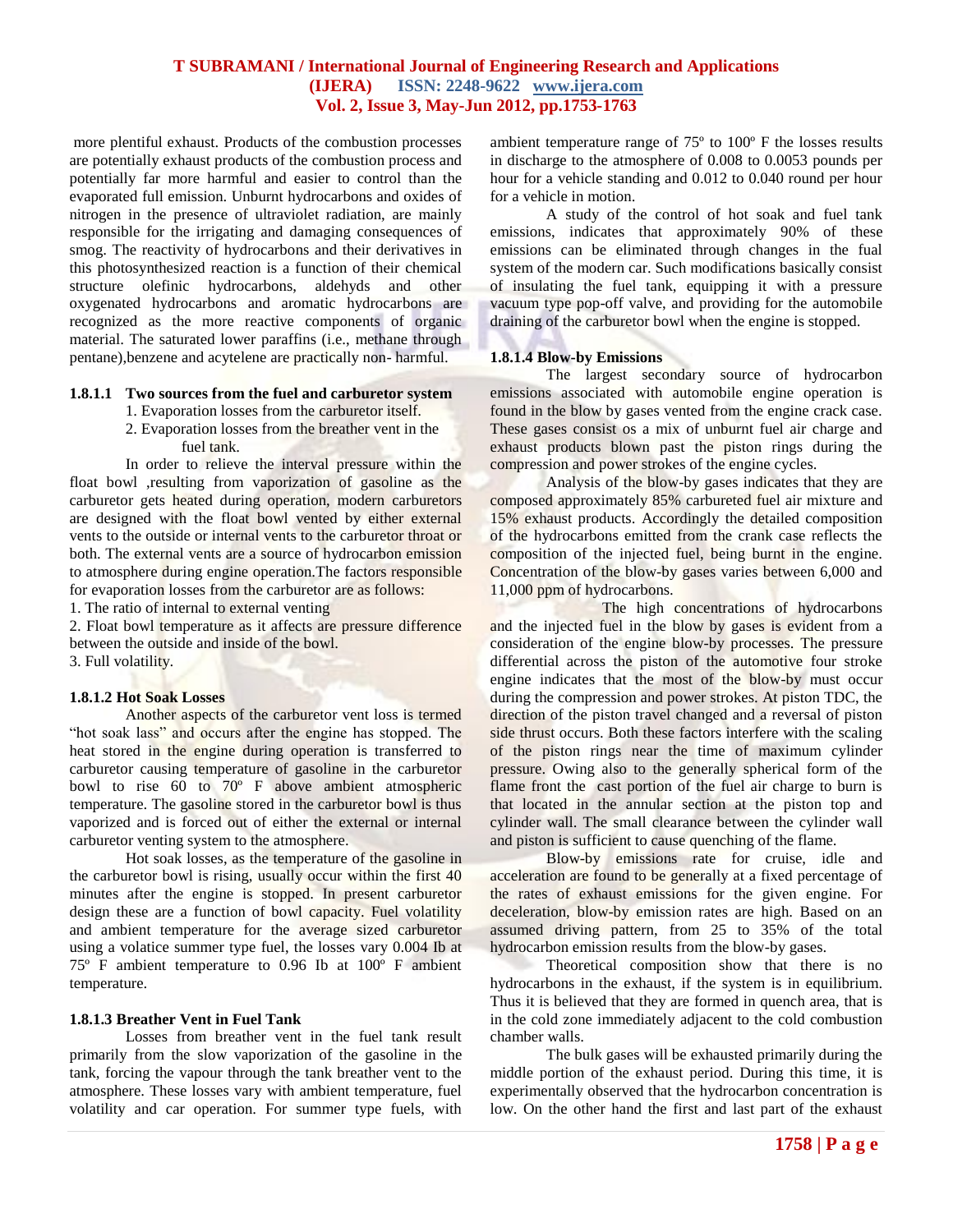more plentiful exhaust. Products of the combustion processes are potentially exhaust products of the combustion process and potentially far more harmful and easier to control than the evaporated full emission. Unburnt hydrocarbons and oxides of nitrogen in the presence of ultraviolet radiation, are mainly responsible for the irrigating and damaging consequences of smog. The reactivity of hydrocarbons and their derivatives in this photosynthesized reaction is a function of their chemical structure olefinic hydrocarbons, aldehyds and other oxygenated hydrocarbons and aromatic hydrocarbons are recognized as the more reactive components of organic material. The saturated lower paraffins (i.e., methane through pentane),benzene and acytelene are practically non- harmful.

#### 1.8.1.1 Two sources from the fuel and carburetor system

1. Evaporation losses from the carburetor itself.
2. Evaporation losses from the breather vent in the fuel tank.

In order to relieve the interval pressure within the float bowl ,resulting from vaporization of gasoline as the carburetor gets heated during operation, modern carburetors are designed with the float bowl vented by either external vents to the outside or internal vents to the carburetor throat or both. The external vents are a source of hydrocarbon emission to atmosphere during engine operation.The factors responsible for evaporation losses from the carburetor are as follows:

1. The ratio of internal to external venting
2. Float bowl temperature as it affects are pressure difference between the outside and inside of the bowl.
3. Full volatility.

#### 1.8.1.2 Hot Soak Losses

Another aspects of the carburetor vent loss is termed "hot soak lass" and occurs after the engine has stopped. The heat stored in the engine during operation is transferred to carburetor causing temperature of gasoline in the carburetor bowl to rise 60 to 70º F above ambient atmospheric temperature. The gasoline stored in the carburetor bowl is thus vaporized and is forced out of either the external or internal carburetor venting system to the atmosphere.

Hot soak losses, as the temperature of the gasoline in the carburetor bowl is rising, usually occur within the first 40 minutes after the engine is stopped. In present carburetor design these are a function of bowl capacity. Fuel volatility and ambient temperature for the average sized carburetor using a volatice summer type fuel, the losses vary 0.004 Ib at 75º F ambient temperature to 0.96 Ib at 100º F ambient temperature.

#### 1.8.1.3 Breather Vent in Fuel Tank

Losses from breather vent in the fuel tank result primarily from the slow vaporization of the gasoline in the tank, forcing the vapour through the tank breather vent to the atmosphere. These losses vary with ambient temperature, fuel volatility and car operation. For summer type fuels, with ambient temperature range of 75º to 100º F the losses results in discharge to the atmosphere of 0.008 to 0.0053 pounds per hour for a vehicle standing and 0.012 to 0.040 round per hour for a vehicle in motion.

A study of the control of hot soak and fuel tank emissions, indicates that approximately 90% of these emissions can be eliminated through changes in the fual system of the modern car. Such modifications basically consist of insulating the fuel tank, equipping it with a pressure vacuum type pop-off valve, and providing for the automobile draining of the carburetor bowl when the engine is stopped.

#### 1.8.1.4 Blow-by Emissions

The largest secondary source of hydrocarbon emissions associated with automobile engine operation is found in the blow by gases vented from the engine crack case. These gases consist os a mix of unburnt fuel air charge and exhaust products blown past the piston rings during the compression and power strokes of the engine cycles.

Analysis of the blow-by gases indicates that they are composed approximately 85% carbureted fuel air mixture and 15% exhaust products. Accordingly the detailed composition of the hydrocarbons emitted from the crank case reflects the composition of the injected fuel, being burnt in the engine. Concentration of the blow-by gases varies between 6,000 and 11,000 ppm of hydrocarbons.

The high concentrations of hydrocarbons and the injected fuel in the blow by gases is evident from a consideration of the engine blow-by processes. The pressure differential across the piston of the automotive four stroke engine indicates that the most of the blow-by must occur during the compression and power strokes. At piston TDC, the direction of the piston travel changed and a reversal of piston side thrust occurs. Both these factors interfere with the scaling of the piston rings near the time of maximum cylinder pressure. Owing also to the generally spherical form of the flame front the cast portion of the fuel air charge to burn is that located in the annular section at the piston top and cylinder wall. The small clearance between the cylinder wall and piston is sufficient to cause quenching of the flame.

Blow-by emissions rate for cruise, idle and acceleration are found to be generally at a fixed percentage of the rates of exhaust emissions for the given engine. For deceleration, blow-by emission rates are high. Based on an assumed driving pattern, from 25 to 35% of the total hydrocarbon emission results from the blow-by gases.

Theoretical composition show that there is no hydrocarbons in the exhaust, if the system is in equilibrium. Thus it is believed that they are formed in quench area, that is in the cold zone immediately adjacent to the cold combustion chamber walls.

The bulk gases will be exhausted primarily during the middle portion of the exhaust period. During this time, it is experimentally observed that the hydrocarbon concentration is low. On the other hand the first and last part of the exhaust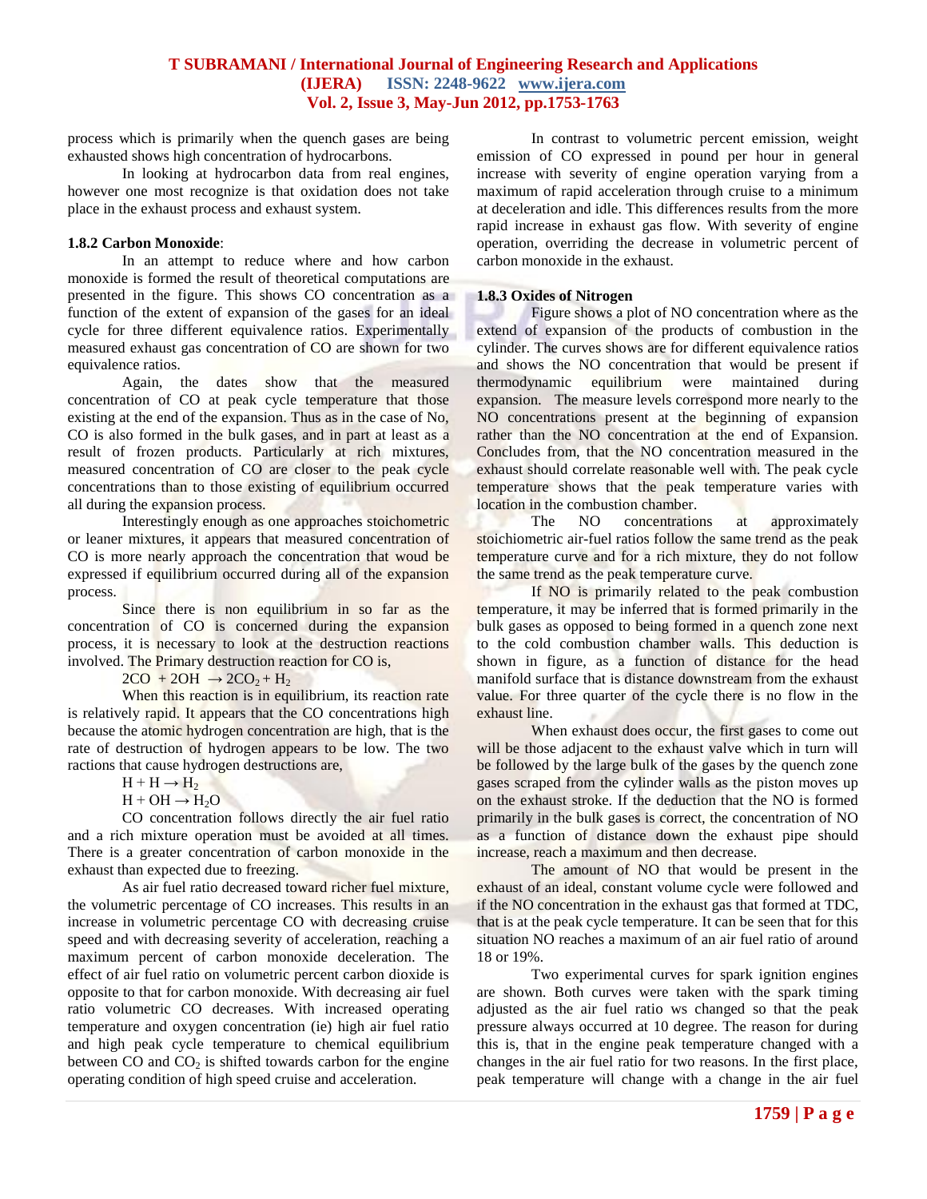process which is primarily when the quench gases are being exhausted shows high concentration of hydrocarbons.

In looking at hydrocarbon data from real engines, however one most recognize is that oxidation does not take place in the exhaust process and exhaust system.

**1.8.2 Carbon Monoxide**:

In an attempt to reduce where and how carbon monoxide is formed the result of theoretical computations are presented in the figure. This shows CO concentration as a function of the extent of expansion of the gases for an ideal cycle for three different equivalence ratios. Experimentally measured exhaust gas concentration of CO are shown for two equivalence ratios.

Again, the dates show that the measured concentration of CO at peak cycle temperature that those existing at the end of the expansion. Thus as in the case of No, CO is also formed in the bulk gases, and in part at least as a result of frozen products. Particularly at rich mixtures, measured concentration of CO are closer to the peak cycle concentrations than to those existing of equilibrium occurred all during the expansion process.

Interestingly enough as one approaches stoichometric or leaner mixtures, it appears that measured concentration of CO is more nearly approach the concentration that woud be expressed if equilibrium occurred during all of the expansion process.

Since there is non equilibrium in so far as the concentration of CO is concerned during the expansion process, it is necessary to look at the destruction reactions involved. The Primary destruction reaction for CO is,

$$2CO + 2OH \rightarrow 2CO_2 + H_2$$

When this reaction is in equilibrium, its reaction rate is relatively rapid. It appears that the CO concentrations high because the atomic hydrogen concentration are high, that is the rate of destruction of hydrogen appears to be low. The two ractions that cause hydrogen destructions are,

$$H + H \rightarrow H_2$$

$$H + OH \rightarrow H_2O$$

CO concentration follows directly the air fuel ratio and a rich mixture operation must be avoided at all times. There is a greater concentration of carbon monoxide in the exhaust than expected due to freezing.

As air fuel ratio decreased toward richer fuel mixture, the volumetric percentage of CO increases. This results in an increase in volumetric percentage CO with decreasing cruise speed and with decreasing severity of acceleration, reaching a maximum percent of carbon monoxide deceleration. The effect of air fuel ratio on volumetric percent carbon dioxide is opposite to that for carbon monoxide. With decreasing air fuel ratio volumetric CO decreases. With increased operating temperature and oxygen concentration (ie) high air fuel ratio and high peak cycle temperature to chemical equilibrium between CO and $CO_2$ is shifted towards carbon for the engine operating condition of high speed cruise and acceleration.

In contrast to volumetric percent emission, weight emission of CO expressed in pound per hour in general increase with severity of engine operation varying from a maximum of rapid acceleration through cruise to a minimum at deceleration and idle. This differences results from the more rapid increase in exhaust gas flow. With severity of engine operation, overriding the decrease in volumetric percent of carbon monoxide in the exhaust.

**1.8.3 Oxides of Nitrogen**

Figure shows a plot of NO concentration where as the extend of expansion of the products of combustion in the cylinder. The curves shows are for different equivalence ratios and shows the NO concentration that would be present if thermodynamic equilibrium were maintained during expansion. The measure levels correspond more nearly to the NO concentrations present at the beginning of expansion rather than the NO concentration at the end of Expansion. Concludes from, that the NO concentration measured in the exhaust should correlate reasonable well with. The peak cycle temperature shows that the peak temperature varies with location in the combustion chamber.

The NO concentrations at approximately stoichiometric air-fuel ratios follow the same trend as the peak temperature curve and for a rich mixture, they do not follow the same trend as the peak temperature curve.

If NO is primarily related to the peak combustion temperature, it may be inferred that is formed primarily in the bulk gases as opposed to being formed in a quench zone next to the cold combustion chamber walls. This deduction is shown in figure, as a function of distance for the head manifold surface that is distance downstream from the exhaust value. For three quarter of the cycle there is no flow in the exhaust line.

When exhaust does occur, the first gases to come out will be those adjacent to the exhaust valve which in turn will be followed by the large bulk of the gases by the quench zone gases scraped from the cylinder walls as the piston moves up on the exhaust stroke. If the deduction that the NO is formed primarily in the bulk gases is correct, the concentration of NO as a function of distance down the exhaust pipe should increase, reach a maximum and then decrease.

The amount of NO that would be present in the exhaust of an ideal, constant volume cycle were followed and if the NO concentration in the exhaust gas that formed at TDC, that is at the peak cycle temperature. It can be seen that for this situation NO reaches a maximum of an air fuel ratio of around 18 or 19%.

Two experimental curves for spark ignition engines are shown. Both curves were taken with the spark timing adjusted as the air fuel ratio ws changed so that the peak pressure always occurred at 10 degree. The reason for during this is, that in the engine peak temperature changed with a changes in the air fuel ratio for two reasons. In the first place, peak temperature will change with a change in the air fuel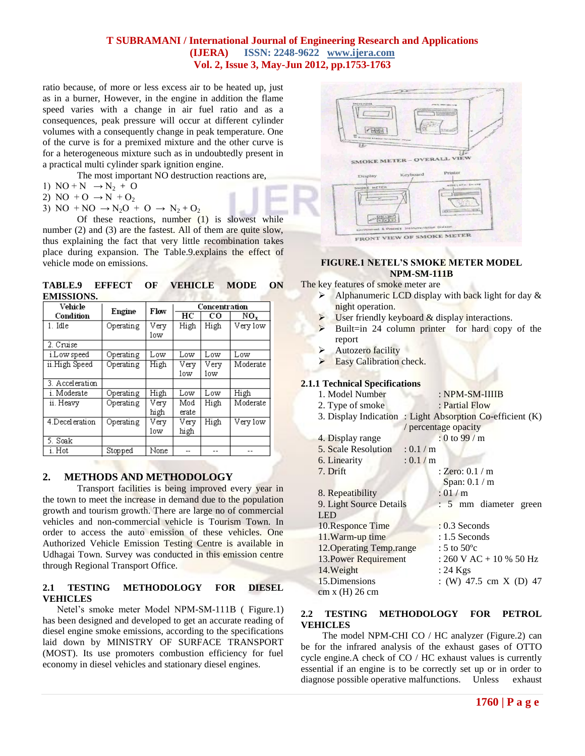ratio because, of more or less excess air to be heated up, just as in a burner, However, in the engine in addition the flame speed varies with a change in air fuel ratio and as a consequences, peak pressure will occur at different cylinder volumes with a consequently change in peak temperature. One of the curve is for a premixed mixture and the other curve is for a heterogeneous mixture such as in undoubtedly present in a practical multi cylinder spark ignition engine.

The most important NO destruction reactions are,

1) $NO + N \rightarrow N_2 + O$
2) $NO + O \rightarrow N + O_2$
3) $NO + NO \rightarrow N_2O + O \rightarrow N_2 + O_2$

Of these reactions, number (1) is slowest while number (2) and (3) are the fastest. All of them are quite slow, thus explaining the fact that very little recombination takes place during expansion. The Table.9.explains the effect of vehicle mode on emissions.

**TABLE.9 EFFECT OF VEHICLE MODE ON EMISSIONS.**

| Vehicle Condition | Engine | Flow | Concentration | | |
|---|---|---|---|---|---|
| | | | HC | CO | $NO_x$ |
| 1. Idle | Operating | Very low | High | High | Very low |
| 2. Cruise | | | | | |
| i.Low speed | Operating | Low | Low | Low | Low |
| ii.High Speed | Operating | High | Very low | Very low | Moderate |
| 3. Acceleration | | | | | |
| i. Moderate | Operating | High | Low | Low | High |
| ii. Heavy | Operating | Very high | Moderate | High | Moderate |
| 4.Deceleration | Operating | Very low | Very high | High | Very low |
| 5. Soak | | | | | |
| i. Hot | Stopped | None | -- | -- | -- |

## 2. METHODS AND METHODOLOGY

Transport facilities is being improved every year in the town to meet the increase in demand due to the population growth and tourism growth. There are large no of commercial vehicles and non-commercial vehicle is Tourism Town. In order to access the auto emission of these vehicles. One Authorized Vehicle Emission Testing Centre is available in Udhagai Town. Survey was conducted in this emission centre through Regional Transport Office.

### 2.1 TESTING METHODOLOGY FOR DIESEL VEHICLES

Netel's smoke meter Model NPM-SM-111B ( Figure.1) has been designed and developed to get an accurate reading of diesel engine smoke emissions, according to the specifications laid down by MINISTRY OF SURFACE TRANSPORT (MOST). Its use promoters combustion efficiency for fuel economy in diesel vehicles and stationary diesel engines.

**FIGURE.1 NETEL'S SMOKE METER MODEL NPM-SM-111B**

The key features of smoke meter are

- Alphanumeric LCD display with back light for day & night operation.
- User friendly keyboard & display interactions.
- Built=in 24 column printer for hard copy of the report
- Autozero facility
- Easy Calibration check.

#### 2.1.1 Technical Specifications

1. Model Number : NPM-SM-IIIIB
2. Type of smoke : Partial Flow
3. Display Indication : Light Absorption Co-efficient (K) / percentage opacity
4. Display range : 0 to 99 / m
5. Scale Resolution : 0.1 / m
6. Linearity : 0.1 / m
7. Drift : Zero: 0.1 / m Span: 0.1 / m
8. Repeatibility : 01 / m
9. Light Source Details : 5 mm diameter green LED
10. Responce Time : 0.3 Seconds
11. Warm-up time : 1.5 Seconds
12. Operating Temp.range : 5 to 50°c
13. Power Requirement : 260 V AC + 10 % 50 Hz
14. Weight : 24 Kgs
15. Dimensions : (W) 47.5 cm X (D) 47 cm x (H) 26 cm

### 2.2 TESTING METHODOLOGY FOR PETROL VEHICLES

The model NPM-CHI CO / HC analyzer (Figure.2) can be for the infrared analysis of the exhaust gases of OTTO cycle engine.A check of CO / HC exhaust values is currently essential if an engine is to be correctly set up or in order to diagnose possible operative malfunctions. Unless exhaust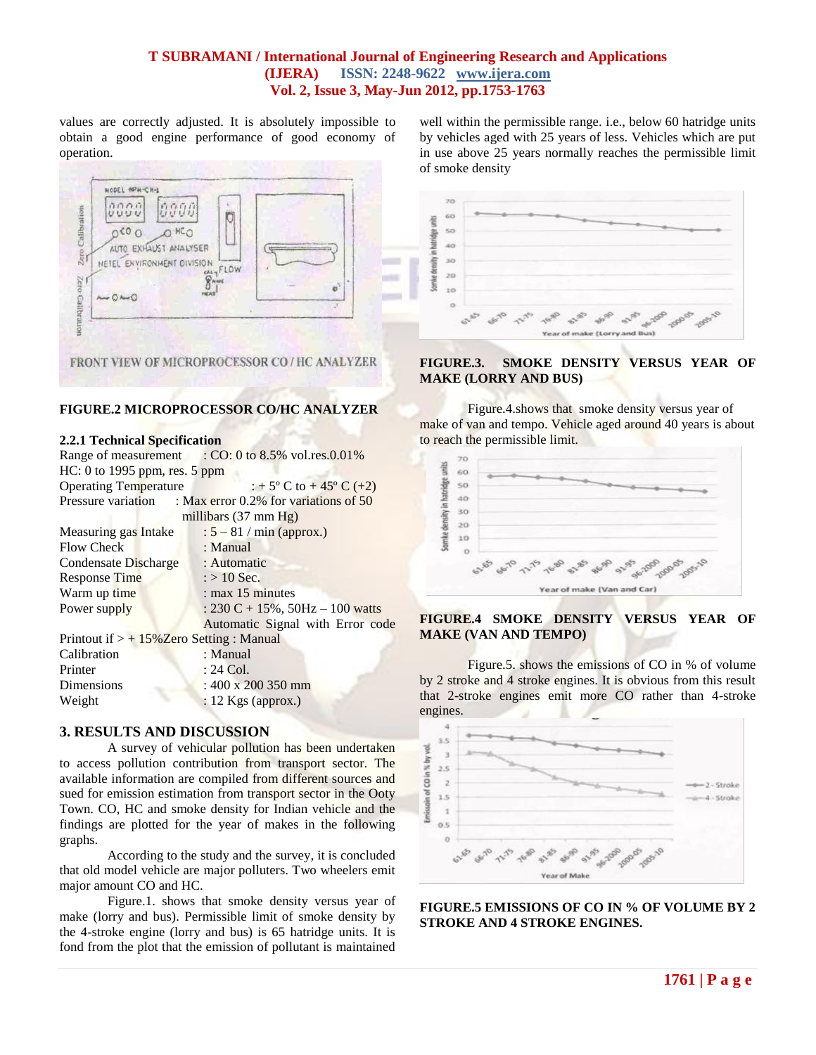values are correctly adjusted. It is absolutely impossible to obtain a good engine performance of good economy of operation.

FIGURE.2 MICROPROCESSOR CO/HC ANALYZER

### 2.2.1 Technical Specification

Range of measurement : CO: 0 to 8.5% vol.res.0.01%
HC: 0 to 1995 ppm, res. 5 ppm
Operating Temperature : + 5º C to + 45º C (+2)
Pressure variation : Max error 0.2% for variations of 50 millibars (37 mm Hg)
Measuring gas Intake : 5 – 81 / min (approx.)
Flow Check : Manual
Condensate Discharge : Automatic
Response Time : > 10 Sec.
Warm up time : max 15 minutes
Power supply : 230 C + 15%, 50Hz – 100 watts
Automatic Signal with Error code
Printout if > + 15%Zero Setting : Manual
Calibration : Manual
Printer : 24 Col.
Dimensions : 400 x 200 350 mm
Weight : 12 Kgs (approx.)

## 3. RESULTS AND DISCUSSION

A survey of vehicular pollution has been undertaken to access pollution contribution from transport sector. The available information are compiled from different sources and sued for emission estimation from transport sector in the Ooty Town. CO, HC and smoke density for Indian vehicle and the findings are plotted for the year of makes in the following graphs.

According to the study and the survey, it is concluded that old model vehicle are major polluters. Two wheelers emit major amount CO and HC.

Figure.1. shows that smoke density versus year of make (lorry and bus). Permissible limit of smoke density by the 4-stroke engine (lorry and bus) is 65 hatridge units. It is fond from the plot that the emission of pollutant is maintained well within the permissible range. i.e., below 60 hatridge units by vehicles aged with 25 years of less. Vehicles which are put in use above 25 years normally reaches the permissible limit of smoke density

FIGURE.3. SMOKE DENSITY VERSUS YEAR OF MAKE (LORRY AND BUS)

Figure.4.shows that smoke density versus year of make of van and tempo. Vehicle aged around 40 years is about to reach the permissible limit.

FIGURE.4 SMOKE DENSITY VERSUS YEAR OF MAKE (VAN AND TEMPO)

Figure.5. shows the emissions of CO in % of volume by 2 stroke and 4 stroke engines. It is obvious from this result that 2-stroke engines emit more CO rather than 4-stroke engines.

FIGURE.5 EMISSIONS OF CO IN % OF VOLUME BY 2 STROKE AND 4 STROKE ENGINES.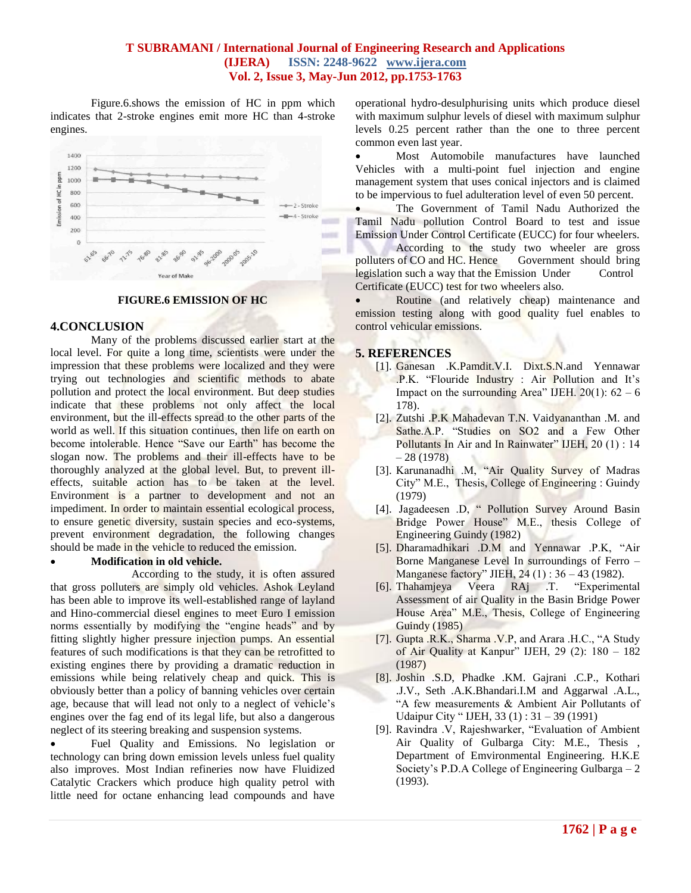Figure.6.shows the emission of HC in ppm which indicates that 2-stroke engines emit more HC than 4-stroke engines.

FIGURE.6 EMISSION OF HC

## 4.CONCLUSION

Many of the problems discussed earlier start at the local level. For quite a long time, scientists were under the impression that these problems were localized and they were trying out technologies and scientific methods to abate pollution and protect the local environment. But deep studies indicate that these problems not only affect the local environment, but the ill-effects spread to the other parts of the world as well. If this situation continues, then life on earth on become intolerable. Hence "Save our Earth" has become the slogan now. The problems and their ill-effects have to be thoroughly analyzed at the global level. But, to prevent ill-effects, suitable action has to be taken at the level. Environment is a partner to development and not an impediment. In order to maintain essential ecological process, to ensure genetic diversity, sustain species and eco-systems, prevent environment degradation, the following changes should be made in the vehicle to reduced the emission.

- **Modification in old vehicle.**

According to the study, it is often assured that gross polluters are simply old vehicles. Ashok Leyland has been able to improve its well-established range of layland and Hino-commercial diesel engines to meet Euro I emission norms essentially by modifying the "engine heads" and by fitting slightly higher pressure injection pumps. An essential features of such modifications is that they can be retrofitted to existing engines there by providing a dramatic reduction in emissions while being relatively cheap and quick. This is obviously better than a policy of banning vehicles over certain age, because that will lead not only to a neglect of vehicle's engines over the fag end of its legal life, but also a dangerous neglect of its steering breaking and suspension systems.

- Fuel Quality and Emissions. No legislation or technology can bring down emission levels unless fuel quality also improves. Most Indian refineries now have Fluidized Catalytic Crackers which produce high quality petrol with little need for octane enhancing lead compounds and have operational hydro-desulphurising units which produce diesel with maximum sulphur levels of diesel with maximum sulphur levels 0.25 percent rather than the one to three percent common even last year.
- Most Automobile manufactures have launched Vehicles with a multi-point fuel injection and engine management system that uses conical injectors and is claimed to be impervious to fuel adulteration level of even 50 percent.
- The Government of Tamil Nadu Authorized the Tamil Nadu pollution Control Board to test and issue Emission Under Control Certificate (EUCC) for four wheelers. According to the study two wheeler are gross polluters of CO and HC. Hence Government should bring legislation such a way that the Emission Under Control Certificate (EUCC) test for two wheelers also.
- Routine (and relatively cheap) maintenance and emission testing along with good quality fuel enables to control vehicular emissions.

## 5. REFERENCES

[1]. Ganesan .K.Pamdit.V.I. Dixt.S.N.and Yennawar .P.K. "Flouride Industry : Air Pollution and It's Impact on the surrounding Area" IJEH. 20(1): 62 – 6 178).

[2]. Zutshi .P.K Mahadevan T.N. Vaidyananthan .M. and Sathe.A.P. "Studies on SO2 and a Few Other Pollutants In Air and In Rainwater" IJEH, 20 (1) : 14 – 28 (1978)

[3]. Karunanadhi .M, "Air Quality Survey of Madras City" M.E., Thesis, College of Engineering : Guindy (1979)

[4]. Jagadeesen .D, " Pollution Survey Around Basin Bridge Power House" M.E., thesis College of Engineering Guindy (1982)

[5]. Dharamadhikari .D.M and Yennawar .P.K, "Air Borne Manganese Level In surroundings of Ferro – Manganese factory" JIEH, 24 (1) : 36 – 43 (1982).

[6]. Thahamjeya Veera RAj .T. "Experimental Assessment of air Quality in the Basin Bridge Power House Area" M.E., Thesis, College of Engineering Guindy (1985)

[7]. Gupta .R.K., Sharma .V.P, and Arara .H.C., "A Study of Air Quality at Kanpur" IJEH, 29 (2): 180 – 182 (1987)

[8]. Joshin .S.D, Phadke .KM. Gajrani .C.P., Kothari .J.V., Seth .A.K.Bhandari.I.M and Aggarwal .A.L., "A few measurements & Ambient Air Pollutants of Udaipur City " IJEH, 33 (1) : 31 – 39 (1991)

[9]. Ravindra .V, Rajeshwarker, "Evaluation of Ambient Air Quality of Gulbarga City: M.E., Thesis , Department of Environmental Engineering. H.K.E Society's P.D.A College of Engineering Gulbarga – 2 (1993).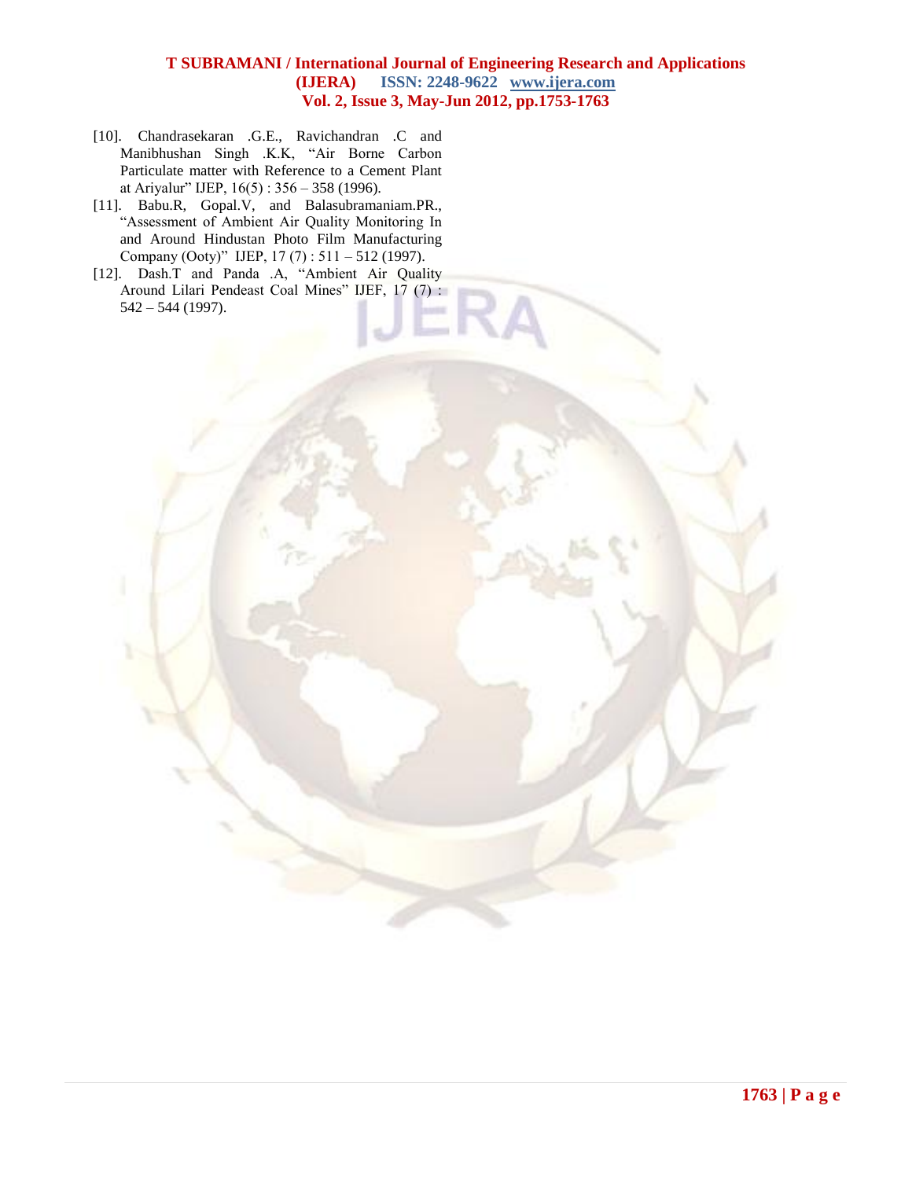[10]. Chandrasekaran .G.E., Ravichandran .C and Manibhushan Singh .K.K, "Air Borne Carbon Particulate matter with Reference to a Cement Plant at Ariyalur" IJEP, 16(5) : 356 – 358 (1996).

[11]. Babu.R, Gopal.V, and Balasubramaniam.PR., "Assessment of Ambient Air Quality Monitoring In and Around Hindustan Photo Film Manufacturing Company (Ooty)" IJEP, 17 (7) : 511 – 512 (1997).

[12]. Dash.T and Panda .A, "Ambient Air Quality Around Lilari Pendeast Coal Mines" IJEF, 17 (7) : 542 – 544 (1997).